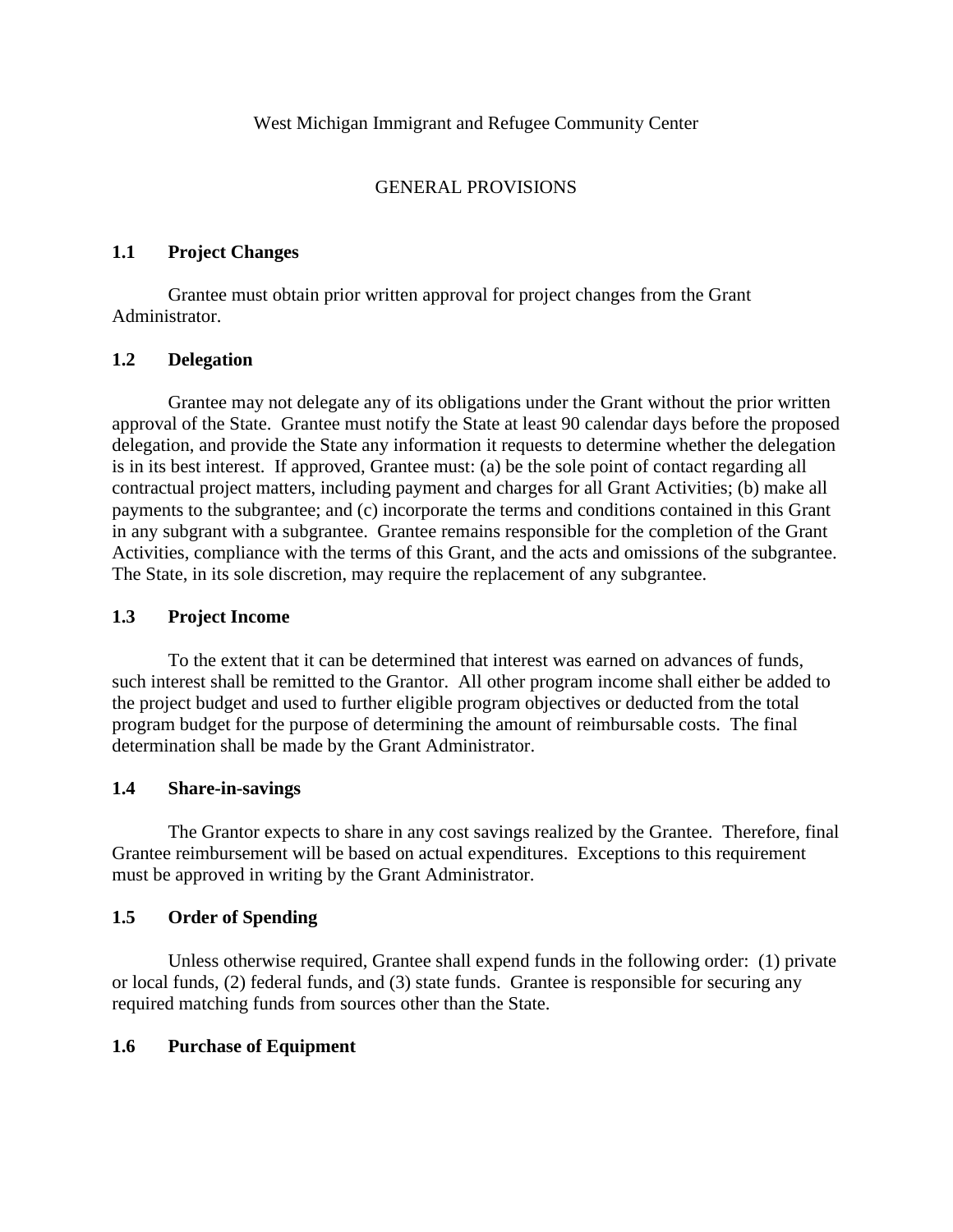West Michigan Immigrant and Refugee Community Center

GENERAL PROVISIONS

**1.1 Project Changes**

Grantee must obtain prior written approval for project changes from the Grant Administrator.

**1.2 Delegation**

Grantee may not delegate any of its obligations under the Grant without the prior written approval of the State. Grantee must notify the State at least 90 calendar days before the proposed delegation, and provide the State any information it requests to determine whether the delegation is in its best interest. If approved, Grantee must: (a) be the sole point of contact regarding all contractual project matters, including payment and charges for all Grant Activities; (b) make all payments to the subgrantee; and (c) incorporate the terms and conditions contained in this Grant in any subgrant with a subgrantee. Grantee remains responsible for the completion of the Grant Activities, compliance with the terms of this Grant, and the acts and omissions of the subgrantee. The State, in its sole discretion, may require the replacement of any subgrantee.

**1.3 Project Income**

To the extent that it can be determined that interest was earned on advances of funds, such interest shall be remitted to the Grantor. All other program income shall either be added to the project budget and used to further eligible program objectives or deducted from the total program budget for the purpose of determining the amount of reimbursable costs. The final determination shall be made by the Grant Administrator.

**1.4 Share-in-savings**

The Grantor expects to share in any cost savings realized by the Grantee. Therefore, final Grantee reimbursement will be based on actual expenditures. Exceptions to this requirement must be approved in writing by the Grant Administrator.

**1.5 Order of Spending**

Unless otherwise required, Grantee shall expend funds in the following order: (1) private or local funds, (2) federal funds, and (3) state funds. Grantee is responsible for securing any required matching funds from sources other than the State.

**1.6 Purchase of Equipment**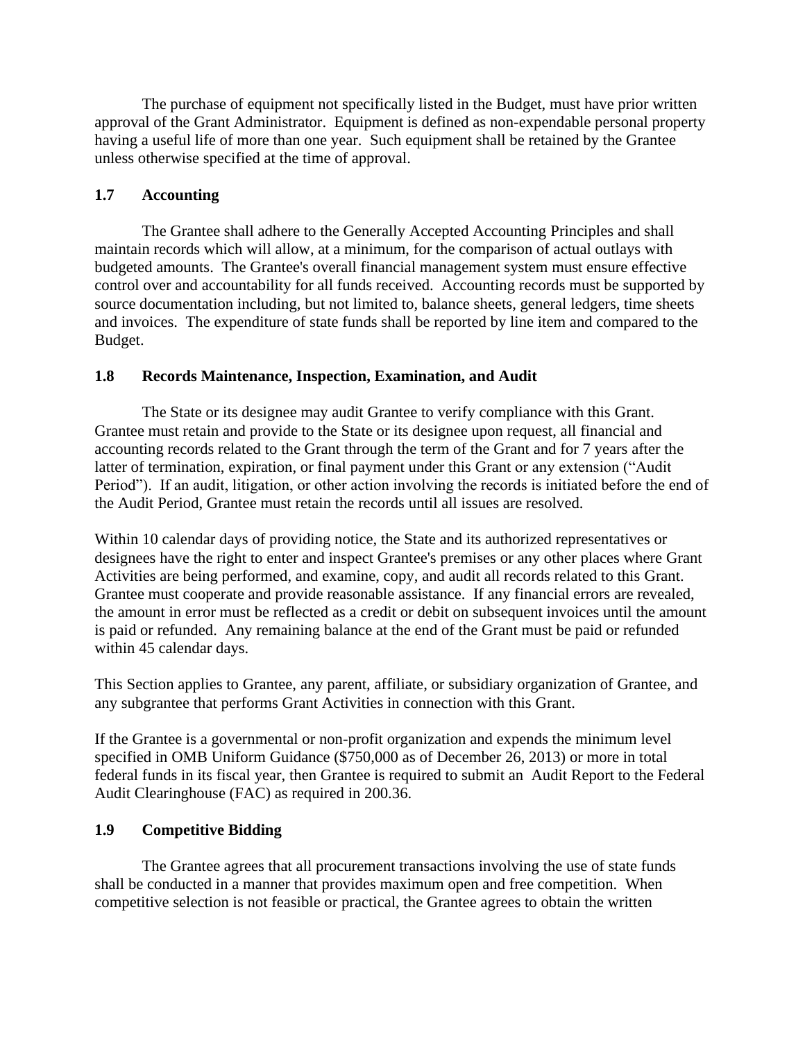The purchase of equipment not specifically listed in the Budget, must have prior written approval of the Grant Administrator. Equipment is defined as non-expendable personal property having a useful life of more than one year. Such equipment shall be retained by the Grantee unless otherwise specified at the time of approval.

### 1.7 Accounting

The Grantee shall adhere to the Generally Accepted Accounting Principles and shall maintain records which will allow, at a minimum, for the comparison of actual outlays with budgeted amounts. The Grantee's overall financial management system must ensure effective control over and accountability for all funds received. Accounting records must be supported by source documentation including, but not limited to, balance sheets, general ledgers, time sheets and invoices. The expenditure of state funds shall be reported by line item and compared to the Budget.

### 1.8 Records Maintenance, Inspection, Examination, and Audit

The State or its designee may audit Grantee to verify compliance with this Grant. Grantee must retain and provide to the State or its designee upon request, all financial and accounting records related to the Grant through the term of the Grant and for 7 years after the latter of termination, expiration, or final payment under this Grant or any extension ("Audit Period"). If an audit, litigation, or other action involving the records is initiated before the end of the Audit Period, Grantee must retain the records until all issues are resolved.

Within 10 calendar days of providing notice, the State and its authorized representatives or designees have the right to enter and inspect Grantee's premises or any other places where Grant Activities are being performed, and examine, copy, and audit all records related to this Grant. Grantee must cooperate and provide reasonable assistance. If any financial errors are revealed, the amount in error must be reflected as a credit or debit on subsequent invoices until the amount is paid or refunded. Any remaining balance at the end of the Grant must be paid or refunded within 45 calendar days.

This Section applies to Grantee, any parent, affiliate, or subsidiary organization of Grantee, and any subgrantee that performs Grant Activities in connection with this Grant.

If the Grantee is a governmental or non-profit organization and expends the minimum level specified in OMB Uniform Guidance ($750,000 as of December 26, 2013) or more in total federal funds in its fiscal year, then Grantee is required to submit an Audit Report to the Federal Audit Clearinghouse (FAC) as required in 200.36.

### 1.9 Competitive Bidding

The Grantee agrees that all procurement transactions involving the use of state funds shall be conducted in a manner that provides maximum open and free competition. When competitive selection is not feasible or practical, the Grantee agrees to obtain the written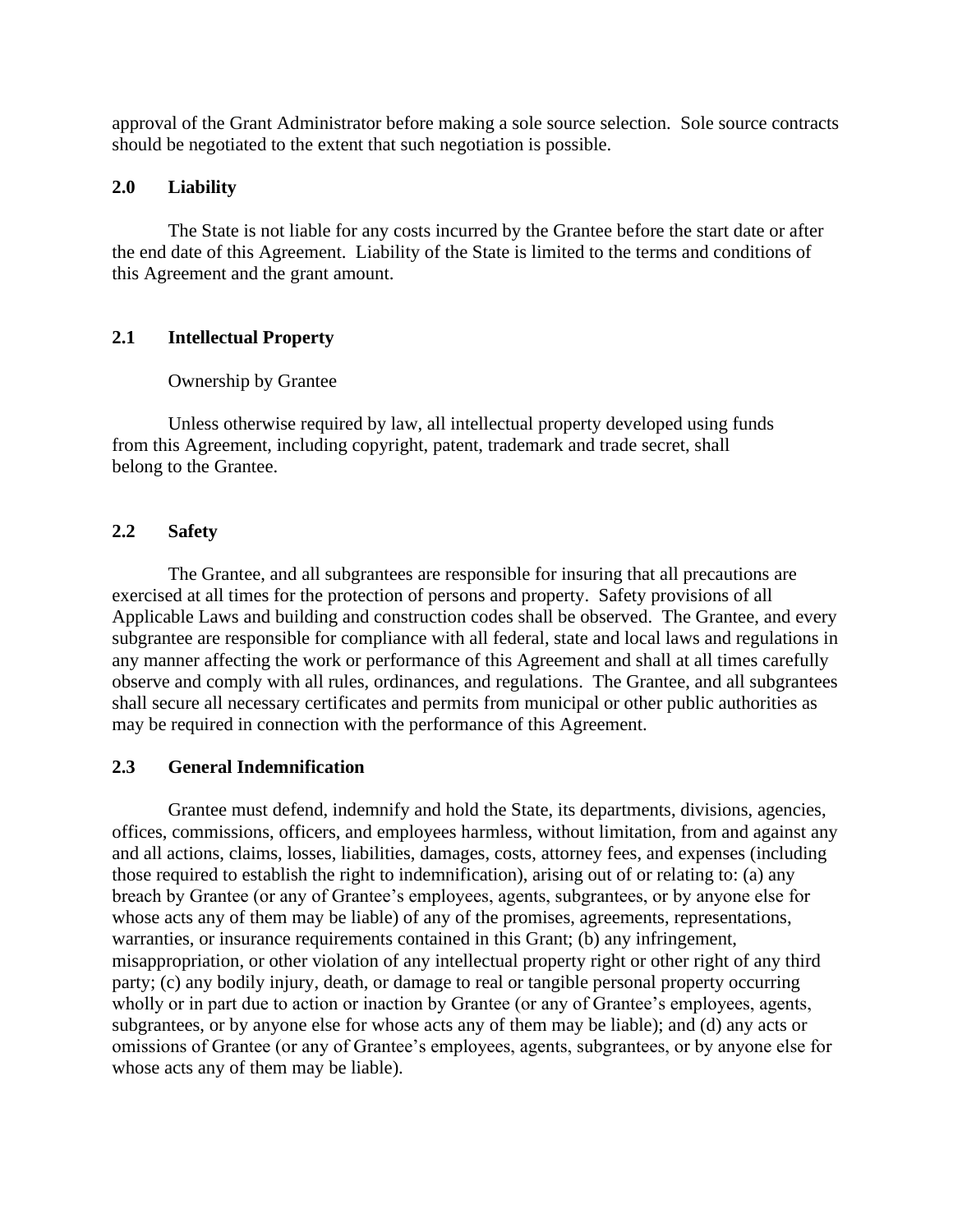approval of the Grant Administrator before making a sole source selection. Sole source contracts should be negotiated to the extent that such negotiation is possible.

## 2.0 Liability

The State is not liable for any costs incurred by the Grantee before the start date or after the end date of this Agreement. Liability of the State is limited to the terms and conditions of this Agreement and the grant amount.

## 2.1 Intellectual Property

Ownership by Grantee

Unless otherwise required by law, all intellectual property developed using funds from this Agreement, including copyright, patent, trademark and trade secret, shall belong to the Grantee.

## 2.2 Safety

The Grantee, and all subgrantees are responsible for insuring that all precautions are exercised at all times for the protection of persons and property. Safety provisions of all Applicable Laws and building and construction codes shall be observed. The Grantee, and every subgrantee are responsible for compliance with all federal, state and local laws and regulations in any manner affecting the work or performance of this Agreement and shall at all times carefully observe and comply with all rules, ordinances, and regulations. The Grantee, and all subgrantees shall secure all necessary certificates and permits from municipal or other public authorities as may be required in connection with the performance of this Agreement.

## 2.3 General Indemnification

Grantee must defend, indemnify and hold the State, its departments, divisions, agencies, offices, commissions, officers, and employees harmless, without limitation, from and against any and all actions, claims, losses, liabilities, damages, costs, attorney fees, and expenses (including those required to establish the right to indemnification), arising out of or relating to: (a) any breach by Grantee (or any of Grantee's employees, agents, subgrantees, or by anyone else for whose acts any of them may be liable) of any of the promises, agreements, representations, warranties, or insurance requirements contained in this Grant; (b) any infringement, misappropriation, or other violation of any intellectual property right or other right of any third party; (c) any bodily injury, death, or damage to real or tangible personal property occurring wholly or in part due to action or inaction by Grantee (or any of Grantee's employees, agents, subgrantees, or by anyone else for whose acts any of them may be liable); and (d) any acts or omissions of Grantee (or any of Grantee's employees, agents, subgrantees, or by anyone else for whose acts any of them may be liable).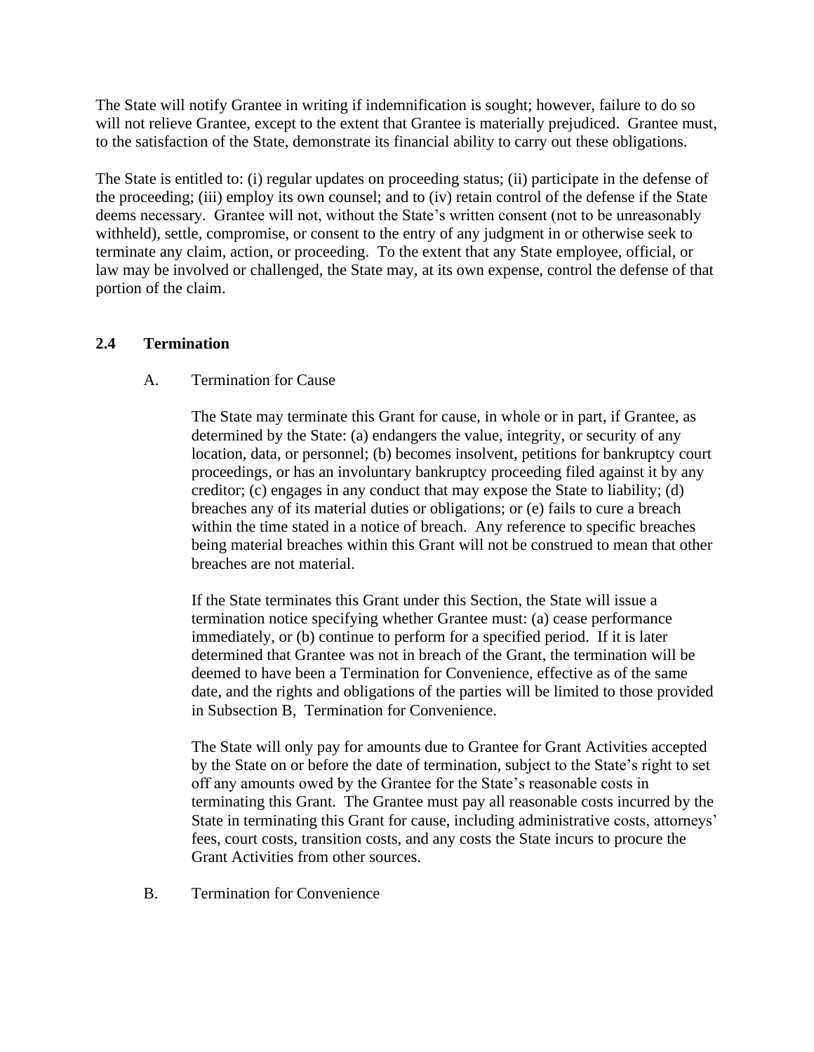The State will notify Grantee in writing if indemnification is sought; however, failure to do so will not relieve Grantee, except to the extent that Grantee is materially prejudiced. Grantee must, to the satisfaction of the State, demonstrate its financial ability to carry out these obligations.

The State is entitled to: (i) regular updates on proceeding status; (ii) participate in the defense of the proceeding; (iii) employ its own counsel; and to (iv) retain control of the defense if the State deems necessary. Grantee will not, without the State's written consent (not to be unreasonably withheld), settle, compromise, or consent to the entry of any judgment in or otherwise seek to terminate any claim, action, or proceeding. To the extent that any State employee, official, or law may be involved or challenged, the State may, at its own expense, control the defense of that portion of the claim.

### 2.4 Termination

A. Termination for Cause

The State may terminate this Grant for cause, in whole or in part, if Grantee, as determined by the State: (a) endangers the value, integrity, or security of any location, data, or personnel; (b) becomes insolvent, petitions for bankruptcy court proceedings, or has an involuntary bankruptcy proceeding filed against it by any creditor; (c) engages in any conduct that may expose the State to liability; (d) breaches any of its material duties or obligations; or (e) fails to cure a breach within the time stated in a notice of breach. Any reference to specific breaches being material breaches within this Grant will not be construed to mean that other breaches are not material.

If the State terminates this Grant under this Section, the State will issue a termination notice specifying whether Grantee must: (a) cease performance immediately, or (b) continue to perform for a specified period. If it is later determined that Grantee was not in breach of the Grant, the termination will be deemed to have been a Termination for Convenience, effective as of the same date, and the rights and obligations of the parties will be limited to those provided in Subsection B, Termination for Convenience.

The State will only pay for amounts due to Grantee for Grant Activities accepted by the State on or before the date of termination, subject to the State's right to set off any amounts owed by the Grantee for the State's reasonable costs in terminating this Grant. The Grantee must pay all reasonable costs incurred by the State in terminating this Grant for cause, including administrative costs, attorneys' fees, court costs, transition costs, and any costs the State incurs to procure the Grant Activities from other sources.

B. Termination for Convenience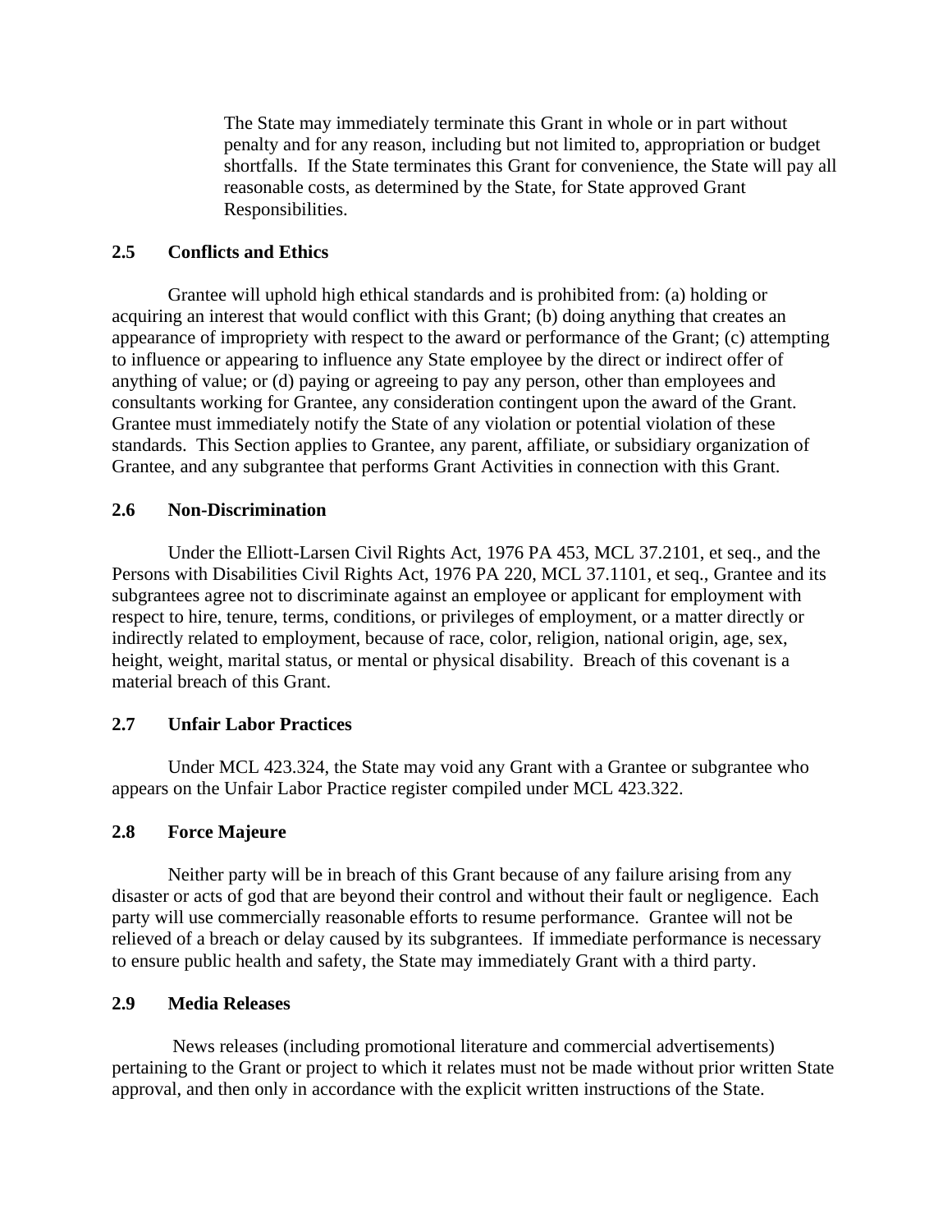The State may immediately terminate this Grant in whole or in part without penalty and for any reason, including but not limited to, appropriation or budget shortfalls. If the State terminates this Grant for convenience, the State will pay all reasonable costs, as determined by the State, for State approved Grant Responsibilities.

### 2.5 Conflicts and Ethics

Grantee will uphold high ethical standards and is prohibited from: (a) holding or acquiring an interest that would conflict with this Grant; (b) doing anything that creates an appearance of impropriety with respect to the award or performance of the Grant; (c) attempting to influence or appearing to influence any State employee by the direct or indirect offer of anything of value; or (d) paying or agreeing to pay any person, other than employees and consultants working for Grantee, any consideration contingent upon the award of the Grant. Grantee must immediately notify the State of any violation or potential violation of these standards. This Section applies to Grantee, any parent, affiliate, or subsidiary organization of Grantee, and any subgrantee that performs Grant Activities in connection with this Grant.

### 2.6 Non-Discrimination

Under the Elliott-Larsen Civil Rights Act, 1976 PA 453, MCL 37.2101, et seq., and the Persons with Disabilities Civil Rights Act, 1976 PA 220, MCL 37.1101, et seq., Grantee and its subgrantees agree not to discriminate against an employee or applicant for employment with respect to hire, tenure, terms, conditions, or privileges of employment, or a matter directly or indirectly related to employment, because of race, color, religion, national origin, age, sex, height, weight, marital status, or mental or physical disability. Breach of this covenant is a material breach of this Grant.

### 2.7 Unfair Labor Practices

Under MCL 423.324, the State may void any Grant with a Grantee or subgrantee who appears on the Unfair Labor Practice register compiled under MCL 423.322.

### 2.8 Force Majeure

Neither party will be in breach of this Grant because of any failure arising from any disaster or acts of god that are beyond their control and without their fault or negligence. Each party will use commercially reasonable efforts to resume performance. Grantee will not be relieved of a breach or delay caused by its subgrantees. If immediate performance is necessary to ensure public health and safety, the State may immediately Grant with a third party.

### 2.9 Media Releases

News releases (including promotional literature and commercial advertisements) pertaining to the Grant or project to which it relates must not be made without prior written State approval, and then only in accordance with the explicit written instructions of the State.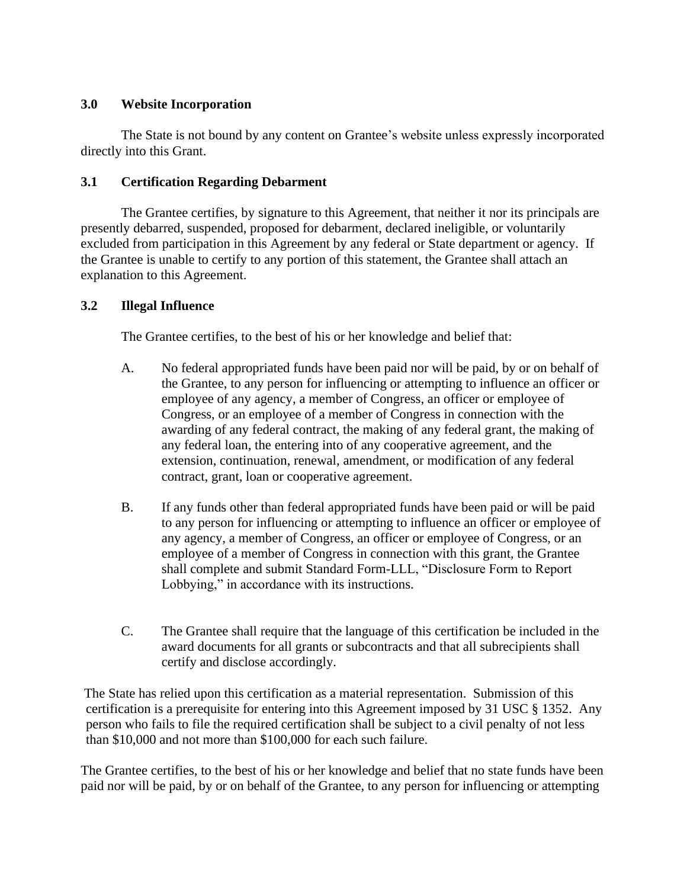### 3.0 Website Incorporation

The State is not bound by any content on Grantee's website unless expressly incorporated directly into this Grant.

### 3.1 Certification Regarding Debarment

The Grantee certifies, by signature to this Agreement, that neither it nor its principals are presently debarred, suspended, proposed for debarment, declared ineligible, or voluntarily excluded from participation in this Agreement by any federal or State department or agency. If the Grantee is unable to certify to any portion of this statement, the Grantee shall attach an explanation to this Agreement.

### 3.2 Illegal Influence

The Grantee certifies, to the best of his or her knowledge and belief that:

A. No federal appropriated funds have been paid nor will be paid, by or on behalf of the Grantee, to any person for influencing or attempting to influence an officer or employee of any agency, a member of Congress, an officer or employee of Congress, or an employee of a member of Congress in connection with the awarding of any federal contract, the making of any federal grant, the making of any federal loan, the entering into of any cooperative agreement, and the extension, continuation, renewal, amendment, or modification of any federal contract, grant, loan or cooperative agreement.

B. If any funds other than federal appropriated funds have been paid or will be paid to any person for influencing or attempting to influence an officer or employee of any agency, a member of Congress, an officer or employee of Congress, or an employee of a member of Congress in connection with this grant, the Grantee shall complete and submit Standard Form-LLL, "Disclosure Form to Report Lobbying," in accordance with its instructions.

C. The Grantee shall require that the language of this certification be included in the award documents for all grants or subcontracts and that all subrecipients shall certify and disclose accordingly.

The State has relied upon this certification as a material representation. Submission of this certification is a prerequisite for entering into this Agreement imposed by 31 USC § 1352. Any person who fails to file the required certification shall be subject to a civil penalty of not less than $10,000 and not more than $100,000 for each such failure.

The Grantee certifies, to the best of his or her knowledge and belief that no state funds have been paid nor will be paid, by or on behalf of the Grantee, to any person for influencing or attempting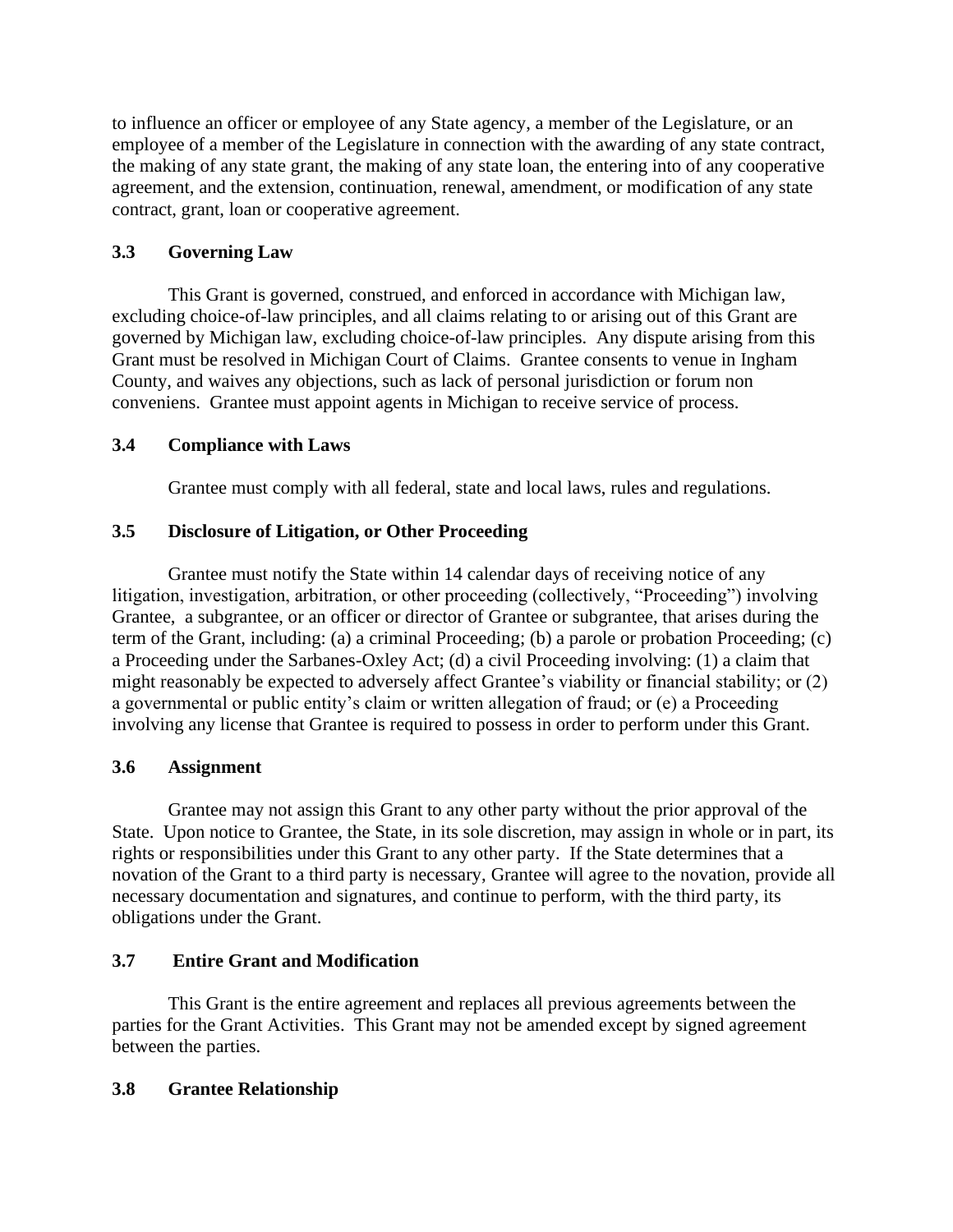to influence an officer or employee of any State agency, a member of the Legislature, or an employee of a member of the Legislature in connection with the awarding of any state contract, the making of any state grant, the making of any state loan, the entering into of any cooperative agreement, and the extension, continuation, renewal, amendment, or modification of any state contract, grant, loan or cooperative agreement.

### 3.3 Governing Law

This Grant is governed, construed, and enforced in accordance with Michigan law, excluding choice-of-law principles, and all claims relating to or arising out of this Grant are governed by Michigan law, excluding choice-of-law principles. Any dispute arising from this Grant must be resolved in Michigan Court of Claims. Grantee consents to venue in Ingham County, and waives any objections, such as lack of personal jurisdiction or forum non conveniens. Grantee must appoint agents in Michigan to receive service of process.

### 3.4 Compliance with Laws

Grantee must comply with all federal, state and local laws, rules and regulations.

### 3.5 Disclosure of Litigation, or Other Proceeding

Grantee must notify the State within 14 calendar days of receiving notice of any litigation, investigation, arbitration, or other proceeding (collectively, "Proceeding") involving Grantee, a subgrantee, or an officer or director of Grantee or subgrantee, that arises during the term of the Grant, including: (a) a criminal Proceeding; (b) a parole or probation Proceeding; (c) a Proceeding under the Sarbanes-Oxley Act; (d) a civil Proceeding involving: (1) a claim that might reasonably be expected to adversely affect Grantee's viability or financial stability; or (2) a governmental or public entity's claim or written allegation of fraud; or (e) a Proceeding involving any license that Grantee is required to possess in order to perform under this Grant.

### 3.6 Assignment

Grantee may not assign this Grant to any other party without the prior approval of the State. Upon notice to Grantee, the State, in its sole discretion, may assign in whole or in part, its rights or responsibilities under this Grant to any other party. If the State determines that a novation of the Grant to a third party is necessary, Grantee will agree to the novation, provide all necessary documentation and signatures, and continue to perform, with the third party, its obligations under the Grant.

### 3.7 Entire Grant and Modification

This Grant is the entire agreement and replaces all previous agreements between the parties for the Grant Activities. This Grant may not be amended except by signed agreement between the parties.

### 3.8 Grantee Relationship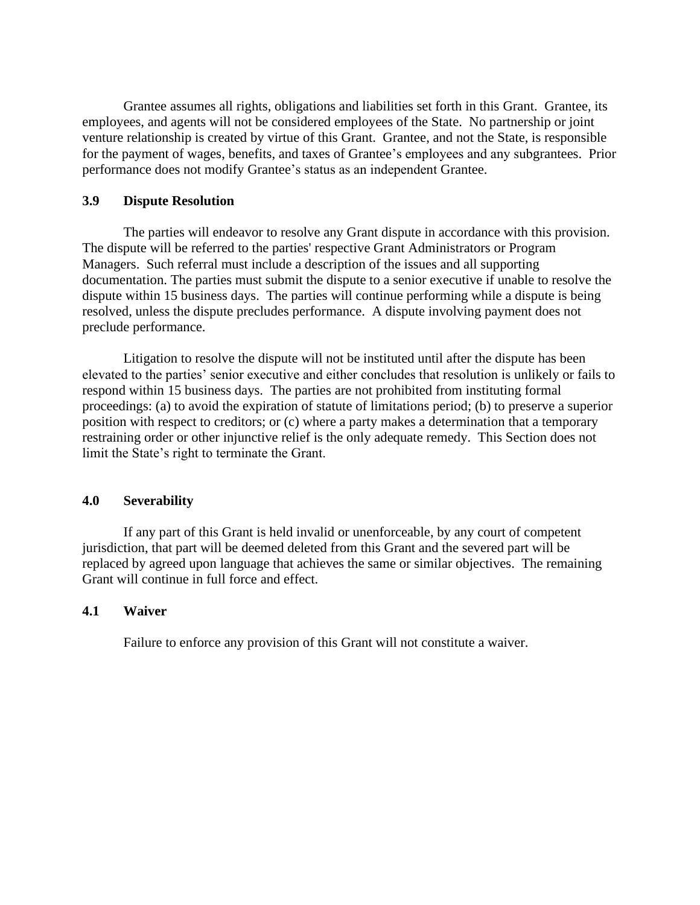Grantee assumes all rights, obligations and liabilities set forth in this Grant. Grantee, its employees, and agents will not be considered employees of the State. No partnership or joint venture relationship is created by virtue of this Grant. Grantee, and not the State, is responsible for the payment of wages, benefits, and taxes of Grantee's employees and any subgrantees. Prior performance does not modify Grantee's status as an independent Grantee.

### 3.9 Dispute Resolution

The parties will endeavor to resolve any Grant dispute in accordance with this provision. The dispute will be referred to the parties' respective Grant Administrators or Program Managers. Such referral must include a description of the issues and all supporting documentation. The parties must submit the dispute to a senior executive if unable to resolve the dispute within 15 business days. The parties will continue performing while a dispute is being resolved, unless the dispute precludes performance. A dispute involving payment does not preclude performance.

Litigation to resolve the dispute will not be instituted until after the dispute has been elevated to the parties' senior executive and either concludes that resolution is unlikely or fails to respond within 15 business days. The parties are not prohibited from instituting formal proceedings: (a) to avoid the expiration of statute of limitations period; (b) to preserve a superior position with respect to creditors; or (c) where a party makes a determination that a temporary restraining order or other injunctive relief is the only adequate remedy. This Section does not limit the State's right to terminate the Grant.

### 4.0 Severability

If any part of this Grant is held invalid or unenforceable, by any court of competent jurisdiction, that part will be deemed deleted from this Grant and the severed part will be replaced by agreed upon language that achieves the same or similar objectives. The remaining Grant will continue in full force and effect.

### 4.1 Waiver

Failure to enforce any provision of this Grant will not constitute a waiver.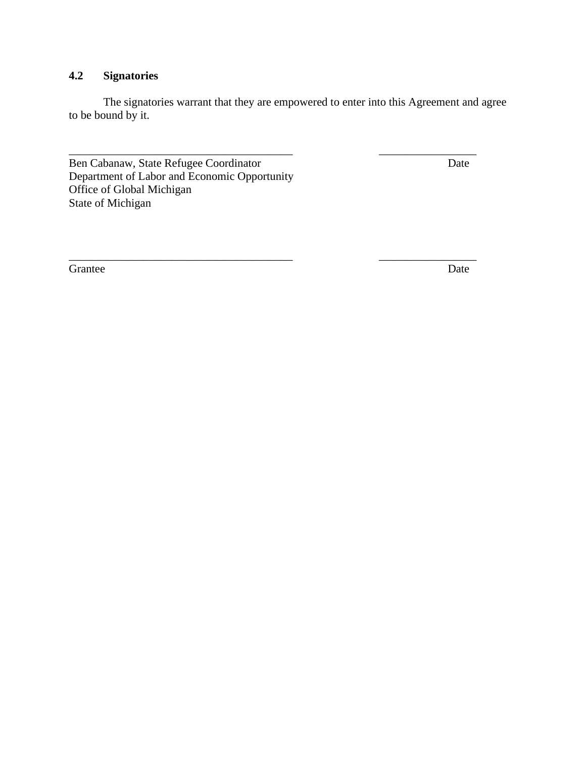### 4.2 Signatories

The signatories warrant that they are empowered to enter into this Agreement and agree to be bound by it.

\_\_\_\_\_\_\_\_\_\_\_\_\_\_\_\_\_\_\_\_\_\_\_\_\_\_\_\_\_\_\_\_\_\_\_\_\_\_\_\_ \_\_\_\_\_\_\_\_\_\_\_\_\_\_\_\_\_\_

Ben Cabanaw, State Refugee Coordinator Date
Department of Labor and Economic Opportunity
Office of Global Michigan
State of Michigan

\_\_\_\_\_\_\_\_\_\_\_\_\_\_\_\_\_\_\_\_\_\_\_\_\_\_\_\_\_\_\_\_\_\_\_\_\_\_\_\_ \_\_\_\_\_\_\_\_\_\_\_\_\_\_\_\_\_\_

Grantee Date